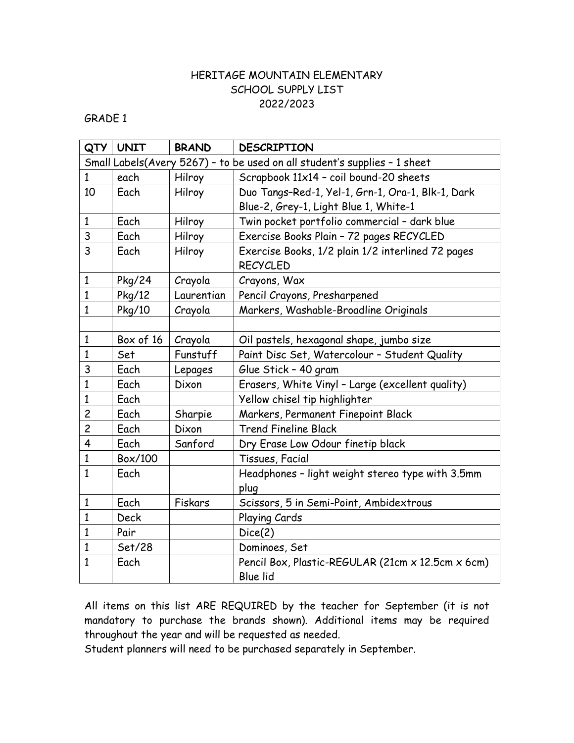# HERITAGE MOUNTAIN ELEMENTARY
## SCHOOL SUPPLY LIST
## 2022/2023

GRADE 1

| QTY | UNIT | BRAND | DESCRIPTION |
|---|---|---|---|
| Small Labels(Avery 5267) – to be used on all student's supplies – 1 sheet | | | |
| 1 | each | Hilroy | Scrapbook 11x14 – coil bound-20 sheets |
| 10 | Each | Hilroy | Duo Tangs–Red-1, Yel-1, Grn-1, Ora-1, Blk-1, Dark Blue-2, Grey-1, Light Blue 1, White-1 |
| 1 | Each | Hilroy | Twin pocket portfolio commercial – dark blue |
| 3 | Each | Hilroy | Exercise Books Plain – 72 pages RECYCLED |
| 3 | Each | Hilroy | Exercise Books, 1/2 plain 1/2 interlined 72 pages RECYCLED |
| 1 | Pkg/24 | Crayola | Crayons, Wax |
| 1 | Pkg/12 | Laurentian | Pencil Crayons, Presharpened |
| 1 | Pkg/10 | Crayola | Markers, Washable-Broadline Originals |
| | | | |
| 1 | Box of 16 | Crayola | Oil pastels, hexagonal shape, jumbo size |
| 1 | Set | Funstuff | Paint Disc Set, Watercolour – Student Quality |
| 3 | Each | Lepages | Glue Stick – 40 gram |
| 1 | Each | Dixon | Erasers, White Vinyl – Large (excellent quality) |
| 1 | Each | | Yellow chisel tip highlighter |
| 2 | Each | Sharpie | Markers, Permanent Finepoint Black |
| 2 | Each | Dixon | Trend Fineline Black |
| 4 | Each | Sanford | Dry Erase Low Odour finetip black |
| 1 | Box/100 | | Tissues, Facial |
| 1 | Each | | Headphones – light weight stereo type with 3.5mm plug |
| 1 | Each | Fiskars | Scissors, 5 in Semi-Point, Ambidextrous |
| 1 | Deck | | Playing Cards |
| 1 | Pair | | Dice(2) |
| 1 | Set/28 | | Dominoes, Set |
| 1 | Each | | Pencil Box, Plastic-REGULAR (21cm x 12.5cm x 6cm) Blue lid |

All items on this list ARE REQUIRED by the teacher for September (it is not mandatory to purchase the brands shown). Additional items may be required throughout the year and will be requested as needed.

Student planners will need to be purchased separately in September.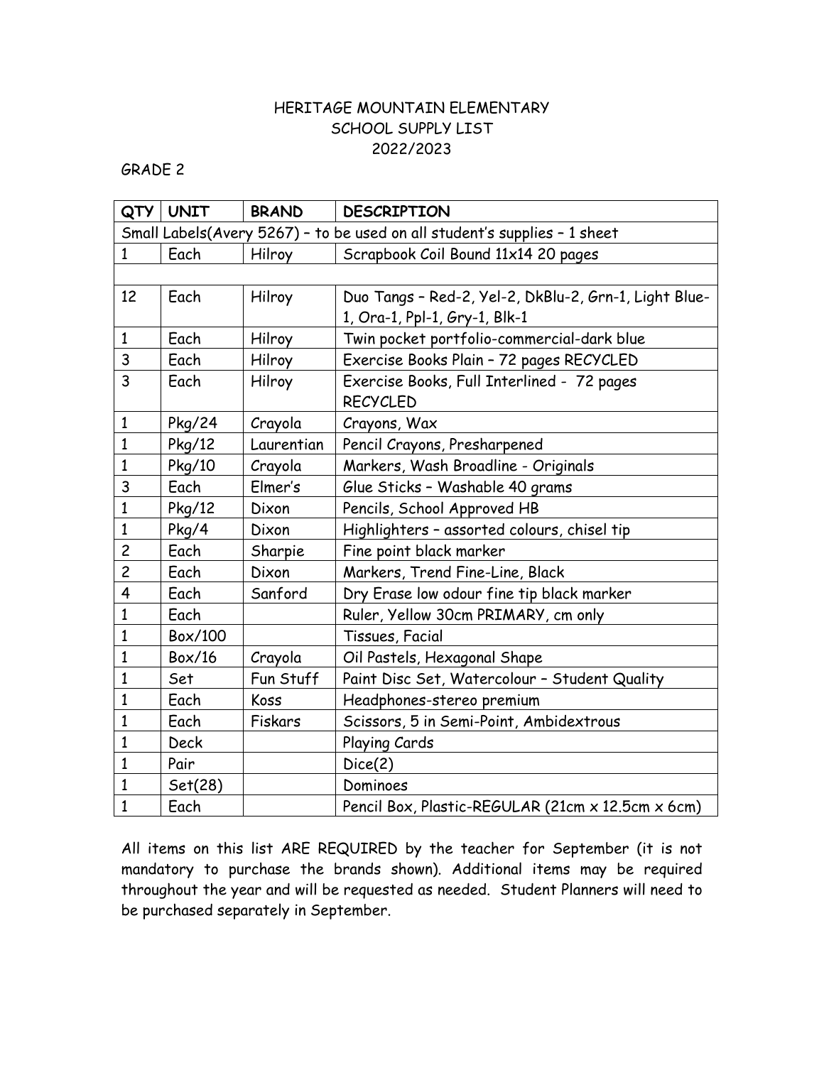# HERITAGE MOUNTAIN ELEMENTARY
## SCHOOL SUPPLY LIST
## 2022/2023

GRADE 2

| QTY | UNIT | BRAND | DESCRIPTION |
|---|---|---|---|
| Small Labels(Avery 5267) – to be used on all student's supplies – 1 sheet | | | |
| 1 | Each | Hilroy | Scrapbook Coil Bound 11x14 20 pages |
| | | | |
| 12 | Each | Hilroy | Duo Tangs – Red-2, Yel-2, DkBlu-2, Grn-1, Light Blue-1, Ora-1, Ppl-1, Gry-1, Blk-1 |
| 1 | Each | Hilroy | Twin pocket portfolio-commercial-dark blue |
| 3 | Each | Hilroy | Exercise Books Plain – 72 pages RECYCLED |
| 3 | Each | Hilroy | Exercise Books, Full Interlined - 72 pages RECYCLED |
| 1 | Pkg/24 | Crayola | Crayons, Wax |
| 1 | Pkg/12 | Laurentian | Pencil Crayons, Presharpened |
| 1 | Pkg/10 | Crayola | Markers, Wash Broadline - Originals |
| 3 | Each | Elmer's | Glue Sticks – Washable 40 grams |
| 1 | Pkg/12 | Dixon | Pencils, School Approved HB |
| 1 | Pkg/4 | Dixon | Highlighters – assorted colours, chisel tip |
| 2 | Each | Sharpie | Fine point black marker |
| 2 | Each | Dixon | Markers, Trend Fine-Line, Black |
| 4 | Each | Sanford | Dry Erase low odour fine tip black marker |
| 1 | Each | | Ruler, Yellow 30cm PRIMARY, cm only |
| 1 | Box/100 | | Tissues, Facial |
| 1 | Box/16 | Crayola | Oil Pastels, Hexagonal Shape |
| 1 | Set | Fun Stuff | Paint Disc Set, Watercolour – Student Quality |
| 1 | Each | Koss | Headphones-stereo premium |
| 1 | Each | Fiskars | Scissors, 5 in Semi-Point, Ambidextrous |
| 1 | Deck | | Playing Cards |
| 1 | Pair | | Dice(2) |
| 1 | Set(28) | | Dominoes |
| 1 | Each | | Pencil Box, Plastic-REGULAR (21cm x 12.5cm x 6cm) |

All items on this list ARE REQUIRED by the teacher for September (it is not mandatory to purchase the brands shown). Additional items may be required throughout the year and will be requested as needed. Student Planners will need to be purchased separately in September.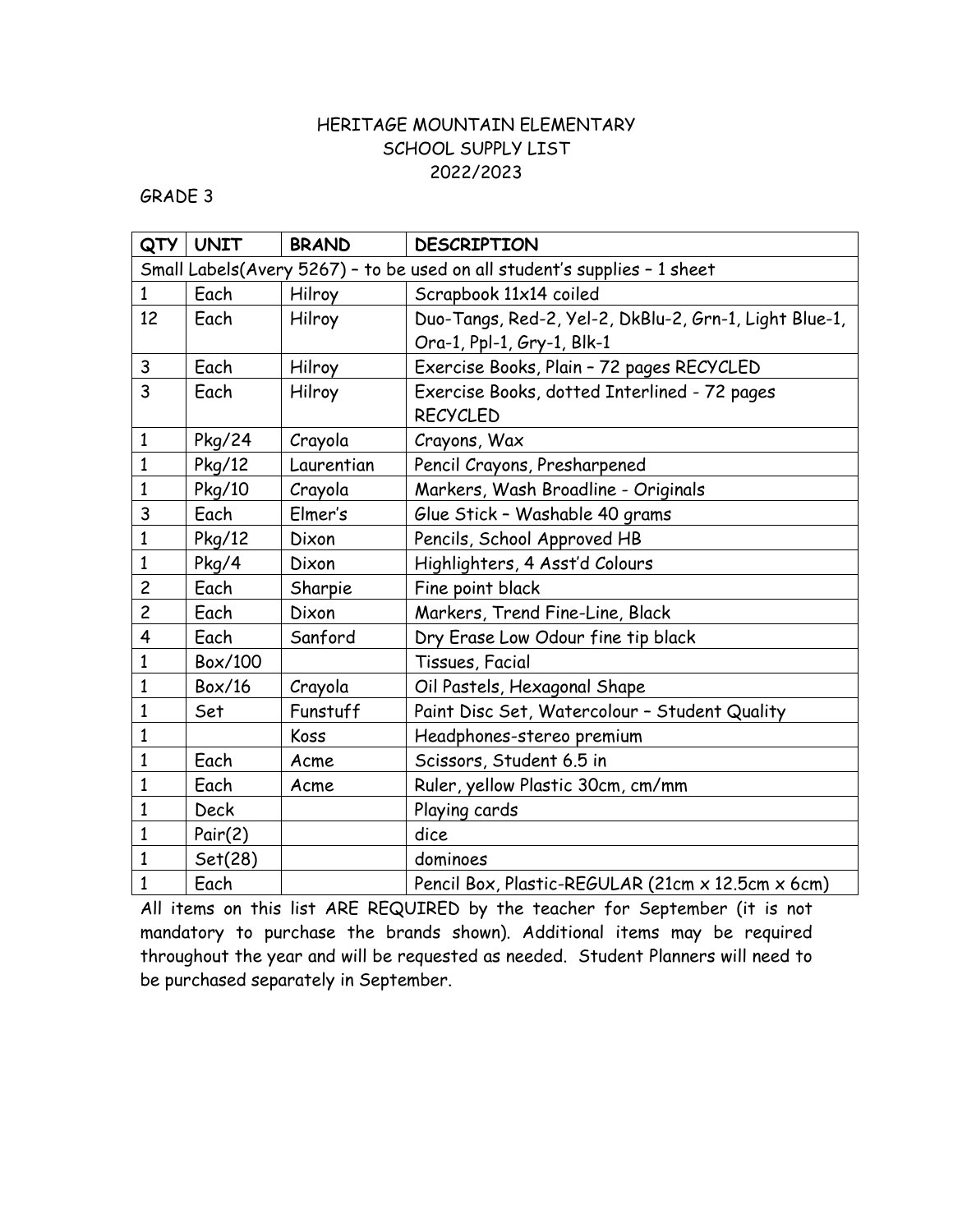# HERITAGE MOUNTAIN ELEMENTARY
## SCHOOL SUPPLY LIST
## 2022/2023

GRADE 3

| QTY | UNIT | BRAND | DESCRIPTION |
|---|---|---|---|
| Small Labels(Avery 5267) – to be used on all student's supplies – 1 sheet | | | |
| 1 | Each | Hilroy | Scrapbook 11x14 coiled |
| 12 | Each | Hilroy | Duo-Tangs, Red-2, Yel-2, DkBlu-2, Grn-1, Light Blue-1, Ora-1, Ppl-1, Gry-1, Blk-1 |
| 3 | Each | Hilroy | Exercise Books, Plain – 72 pages RECYCLED |
| 3 | Each | Hilroy | Exercise Books, dotted Interlined - 72 pages RECYCLED |
| 1 | Pkg/24 | Crayola | Crayons, Wax |
| 1 | Pkg/12 | Laurentian | Pencil Crayons, Presharpened |
| 1 | Pkg/10 | Crayola | Markers, Wash Broadline - Originals |
| 3 | Each | Elmer's | Glue Stick – Washable 40 grams |
| 1 | Pkg/12 | Dixon | Pencils, School Approved HB |
| 1 | Pkg/4 | Dixon | Highlighters, 4 Asst'd Colours |
| 2 | Each | Sharpie | Fine point black |
| 2 | Each | Dixon | Markers, Trend Fine-Line, Black |
| 4 | Each | Sanford | Dry Erase Low Odour fine tip black |
| 1 | Box/100 | | Tissues, Facial |
| 1 | Box/16 | Crayola | Oil Pastels, Hexagonal Shape |
| 1 | Set | Funstuff | Paint Disc Set, Watercolour – Student Quality |
| 1 | | Koss | Headphones-stereo premium |
| 1 | Each | Acme | Scissors, Student 6.5 in |
| 1 | Each | Acme | Ruler, yellow Plastic 30cm, cm/mm |
| 1 | Deck | | Playing cards |
| 1 | Pair(2) | | dice |
| 1 | Set(28) | | dominoes |
| 1 | Each | | Pencil Box, Plastic-REGULAR (21cm x 12.5cm x 6cm) |

All items on this list ARE REQUIRED by the teacher for September (it is not mandatory to purchase the brands shown). Additional items may be required throughout the year and will be requested as needed. Student Planners will need to be purchased separately in September.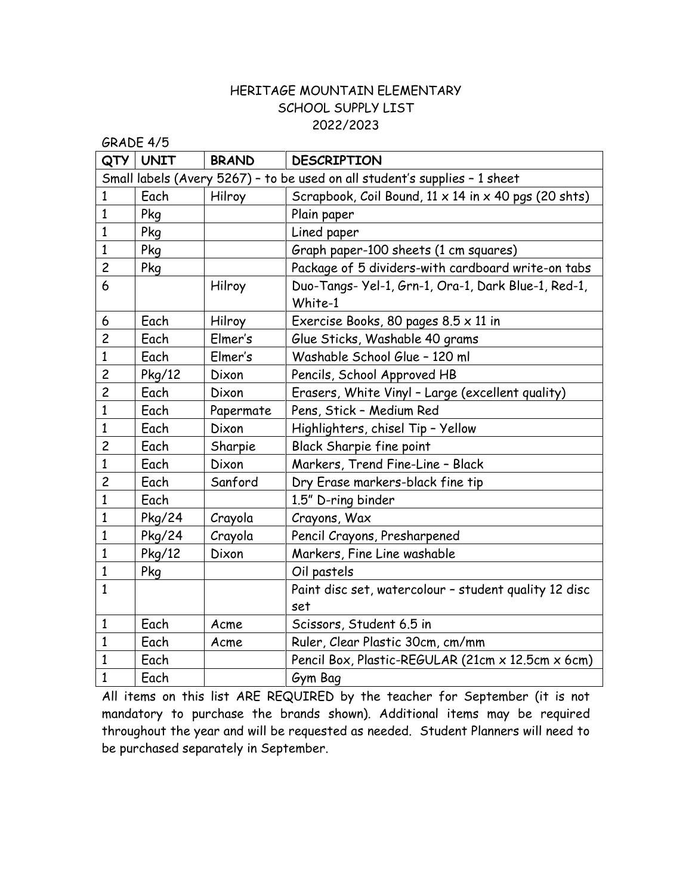# HERITAGE MOUNTAIN ELEMENTARY
## SCHOOL SUPPLY LIST
## 2022/2023

GRADE 4/5

| QTY | UNIT | BRAND | DESCRIPTION |
|---|---|---|---|
| Small labels (Avery 5267) – to be used on all student's supplies – 1 sheet | | | |
| 1 | Each | Hilroy | Scrapbook, Coil Bound, 11 x 14 in x 40 pgs (20 shts) |
| 1 | Pkg | | Plain paper |
| 1 | Pkg | | Lined paper |
| 1 | Pkg | | Graph paper-100 sheets (1 cm squares) |
| 2 | Pkg | | Package of 5 dividers-with cardboard write-on tabs |
| 6 | | Hilroy | Duo-Tangs- Yel-1, Grn-1, Ora-1, Dark Blue-1, Red-1, White-1 |
| 6 | Each | Hilroy | Exercise Books, 80 pages 8.5 x 11 in |
| 2 | Each | Elmer's | Glue Sticks, Washable 40 grams |
| 1 | Each | Elmer's | Washable School Glue – 120 ml |
| 2 | Pkg/12 | Dixon | Pencils, School Approved HB |
| 2 | Each | Dixon | Erasers, White Vinyl – Large (excellent quality) |
| 1 | Each | Papermate | Pens, Stick – Medium Red |
| 1 | Each | Dixon | Highlighters, chisel Tip – Yellow |
| 2 | Each | Sharpie | Black Sharpie fine point |
| 1 | Each | Dixon | Markers, Trend Fine-Line – Black |
| 2 | Each | Sanford | Dry Erase markers-black fine tip |
| 1 | Each | | 1.5" D-ring binder |
| 1 | Pkg/24 | Crayola | Crayons, Wax |
| 1 | Pkg/24 | Crayola | Pencil Crayons, Presharpened |
| 1 | Pkg/12 | Dixon | Markers, Fine Line washable |
| 1 | Pkg | | Oil pastels |
| 1 | | | Paint disc set, watercolour – student quality 12 disc set |
| 1 | Each | Acme | Scissors, Student 6.5 in |
| 1 | Each | Acme | Ruler, Clear Plastic 30cm, cm/mm |
| 1 | Each | | Pencil Box, Plastic-REGULAR (21cm x 12.5cm x 6cm) |
| 1 | Each | | Gym Bag |

All items on this list ARE REQUIRED by the teacher for September (it is not mandatory to purchase the brands shown). Additional items may be required throughout the year and will be requested as needed. Student Planners will need to be purchased separately in September.